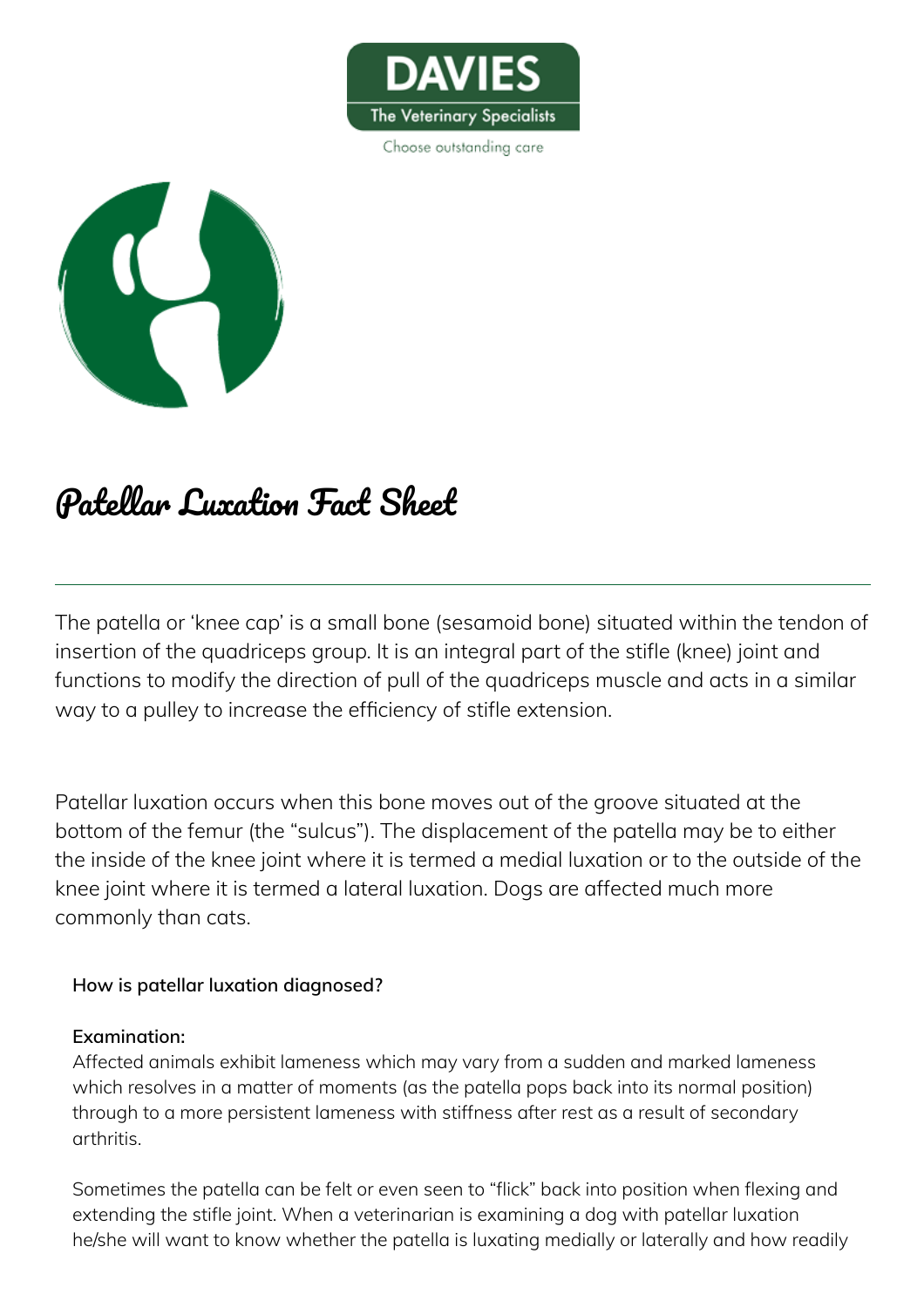DAVIES

The Veterinary Specialists

Choose outstanding care

# Patellar Luxation Fact Sheet

The patella or 'knee cap' is a small bone (sesamoid bone) situated within the tendon of insertion of the quadriceps group. It is an integral part of the stifle (knee) joint and functions to modify the direction of pull of the quadriceps muscle and acts in a similar way to a pulley to increase the efficiency of stifle extension.

Patellar luxation occurs when this bone moves out of the groove situated at the bottom of the femur (the "sulcus"). The displacement of the patella may be to either the inside of the knee joint where it is termed a medial luxation or to the outside of the knee joint where it is termed a lateral luxation. Dogs are affected much more commonly than cats.

**How is patellar luxation diagnosed?**

**Examination:**
Affected animals exhibit lameness which may vary from a sudden and marked lameness which resolves in a matter of moments (as the patella pops back into its normal position) through to a more persistent lameness with stiffness after rest as a result of secondary arthritis.

Sometimes the patella can be felt or even seen to "flick" back into position when flexing and extending the stifle joint. When a veterinarian is examining a dog with patellar luxation he/she will want to know whether the patella is luxating medially or laterally and how readily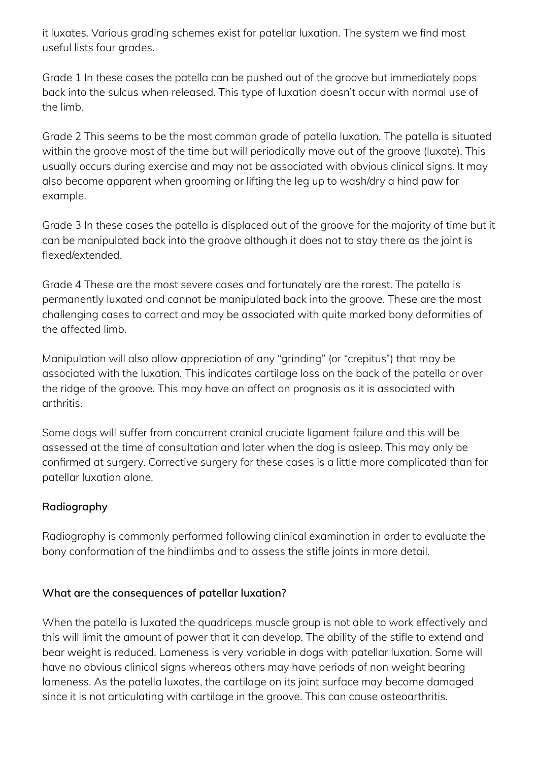it luxates. Various grading schemes exist for patellar luxation. The system we find most useful lists four grades.

Grade 1 In these cases the patella can be pushed out of the groove but immediately pops back into the sulcus when released. This type of luxation doesn't occur with normal use of the limb.

Grade 2 This seems to be the most common grade of patella luxation. The patella is situated within the groove most of the time but will periodically move out of the groove (luxate). This usually occurs during exercise and may not be associated with obvious clinical signs. It may also become apparent when grooming or lifting the leg up to wash/dry a hind paw for example.

Grade 3 In these cases the patella is displaced out of the groove for the majority of time but it can be manipulated back into the groove although it does not to stay there as the joint is flexed/extended.

Grade 4 These are the most severe cases and fortunately are the rarest. The patella is permanently luxated and cannot be manipulated back into the groove. These are the most challenging cases to correct and may be associated with quite marked bony deformities of the affected limb.

Manipulation will also allow appreciation of any "grinding" (or "crepitus") that may be associated with the luxation. This indicates cartilage loss on the back of the patella or over the ridge of the groove. This may have an affect on prognosis as it is associated with arthritis.

Some dogs will suffer from concurrent cranial cruciate ligament failure and this will be assessed at the time of consultation and later when the dog is asleep. This may only be confirmed at surgery. Corrective surgery for these cases is a little more complicated than for patellar luxation alone.

**Radiography**

Radiography is commonly performed following clinical examination in order to evaluate the bony conformation of the hindlimbs and to assess the stifle joints in more detail.

**What are the consequences of patellar luxation?**

When the patella is luxated the quadriceps muscle group is not able to work effectively and this will limit the amount of power that it can develop. The ability of the stifle to extend and bear weight is reduced. Lameness is very variable in dogs with patellar luxation. Some will have no obvious clinical signs whereas others may have periods of non weight bearing lameness. As the patella luxates, the cartilage on its joint surface may become damaged since it is not articulating with cartilage in the groove. This can cause osteoarthritis.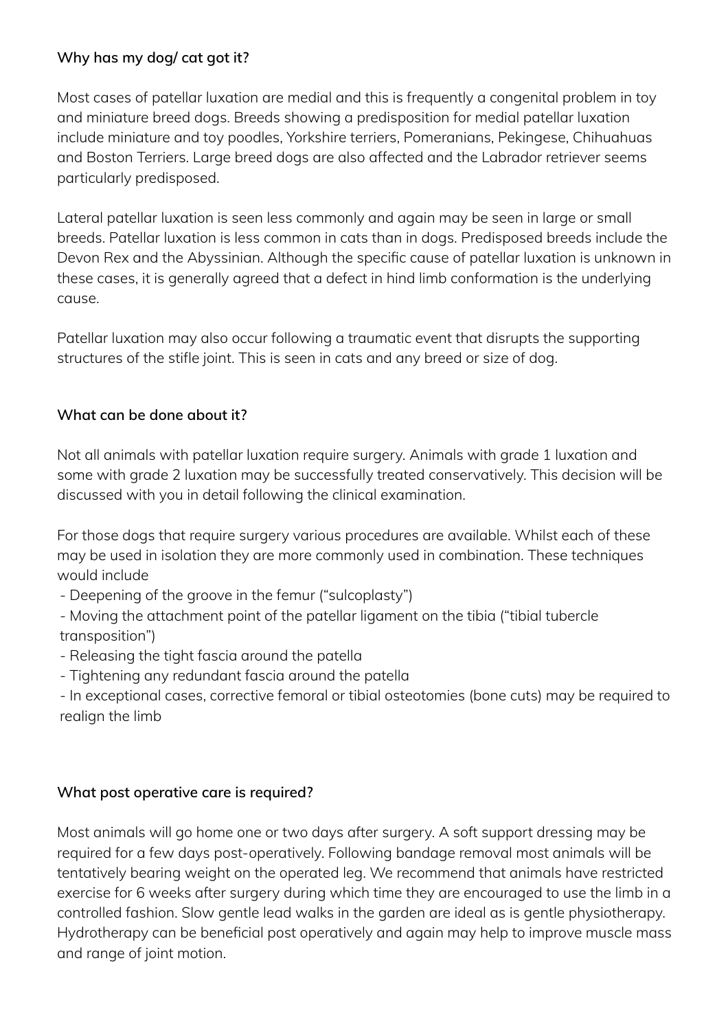**Why has my dog/ cat got it?**

Most cases of patellar luxation are medial and this is frequently a congenital problem in toy and miniature breed dogs. Breeds showing a predisposition for medial patellar luxation include miniature and toy poodles, Yorkshire terriers, Pomeranians, Pekingese, Chihuahuas and Boston Terriers. Large breed dogs are also affected and the Labrador retriever seems particularly predisposed.

Lateral patellar luxation is seen less commonly and again may be seen in large or small breeds. Patellar luxation is less common in cats than in dogs. Predisposed breeds include the Devon Rex and the Abyssinian. Although the specific cause of patellar luxation is unknown in these cases, it is generally agreed that a defect in hind limb conformation is the underlying cause.

Patellar luxation may also occur following a traumatic event that disrupts the supporting structures of the stifle joint. This is seen in cats and any breed or size of dog.

**What can be done about it?**

Not all animals with patellar luxation require surgery. Animals with grade 1 luxation and some with grade 2 luxation may be successfully treated conservatively. This decision will be discussed with you in detail following the clinical examination.

For those dogs that require surgery various procedures are available. Whilst each of these may be used in isolation they are more commonly used in combination. These techniques would include

- Deepening of the groove in the femur (“sulcoplasty”)
- Moving the attachment point of the patellar ligament on the tibia (“tibial tubercle transposition”)
- Releasing the tight fascia around the patella
- Tightening any redundant fascia around the patella
- In exceptional cases, corrective femoral or tibial osteotomies (bone cuts) may be required to realign the limb

**What post operative care is required?**

Most animals will go home one or two days after surgery. A soft support dressing may be required for a few days post-operatively. Following bandage removal most animals will be tentatively bearing weight on the operated leg. We recommend that animals have restricted exercise for 6 weeks after surgery during which time they are encouraged to use the limb in a controlled fashion. Slow gentle lead walks in the garden are ideal as is gentle physiotherapy. Hydrotherapy can be beneficial post operatively and again may help to improve muscle mass and range of joint motion.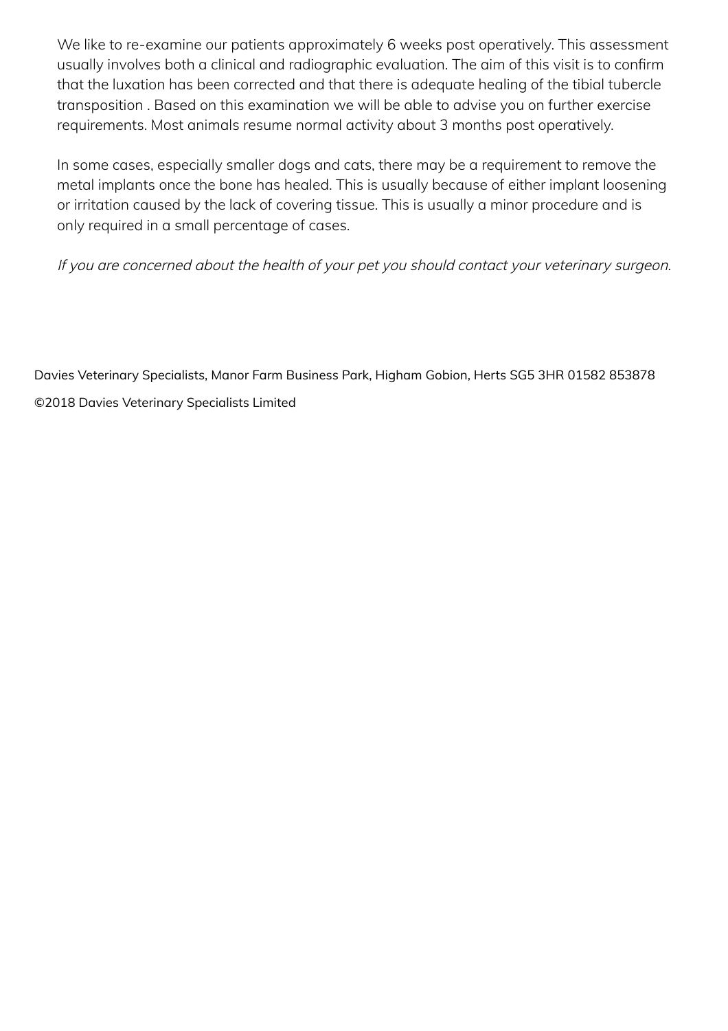We like to re-examine our patients approximately 6 weeks post operatively. This assessment usually involves both a clinical and radiographic evaluation. The aim of this visit is to confirm that the luxation has been corrected and that there is adequate healing of the tibial tubercle transposition . Based on this examination we will be able to advise you on further exercise requirements. Most animals resume normal activity about 3 months post operatively.

In some cases, especially smaller dogs and cats, there may be a requirement to remove the metal implants once the bone has healed. This is usually because of either implant loosening or irritation caused by the lack of covering tissue. This is usually a minor procedure and is only required in a small percentage of cases.

*If you are concerned about the health of your pet you should contact your veterinary surgeon.*

Davies Veterinary Specialists, Manor Farm Business Park, Higham Gobion, Herts SG5 3HR 01582 853878

©2018 Davies Veterinary Specialists Limited